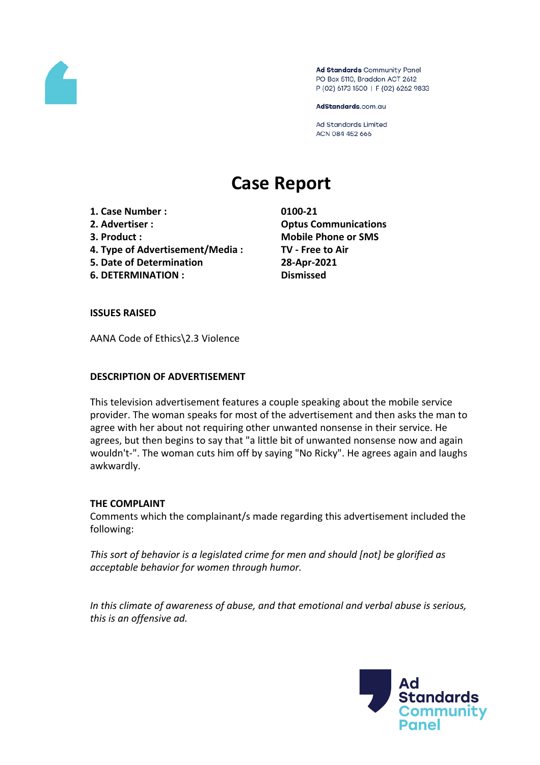Ad Standards Community Panel
PO Box 5110, Braddon ACT 2612
P (02) 6173 1500 | F (02) 6262 9833

AdStandards.com.au

Ad Standards Limited
ACN 084 452 666

# Case Report

1. **Case Number :** **0100-21**
2. **Advertiser :** **Optus Communications**
3. **Product :** **Mobile Phone or SMS**
4. **Type of Advertisement/Media :** **TV - Free to Air**
5. **Date of Determination** **28-Apr-2021**
6. **DETERMINATION :** **Dismissed**

### ISSUES RAISED

AANA Code of Ethics\2.3 Violence

### DESCRIPTION OF ADVERTISEMENT

This television advertisement features a couple speaking about the mobile service provider. The woman speaks for most of the advertisement and then asks the man to agree with her about not requiring other unwanted nonsense in their service. He agrees, but then begins to say that "a little bit of unwanted nonsense now and again wouldn't-". The woman cuts him off by saying "No Ricky". He agrees again and laughs awkwardly.

### THE COMPLAINT

Comments which the complainant/s made regarding this advertisement included the following:

*This sort of behavior is a legislated crime for men and should [not] be glorified as acceptable behavior for women through humor.*

*In this climate of awareness of abuse, and that emotional and verbal abuse is serious, this is an offensive ad.*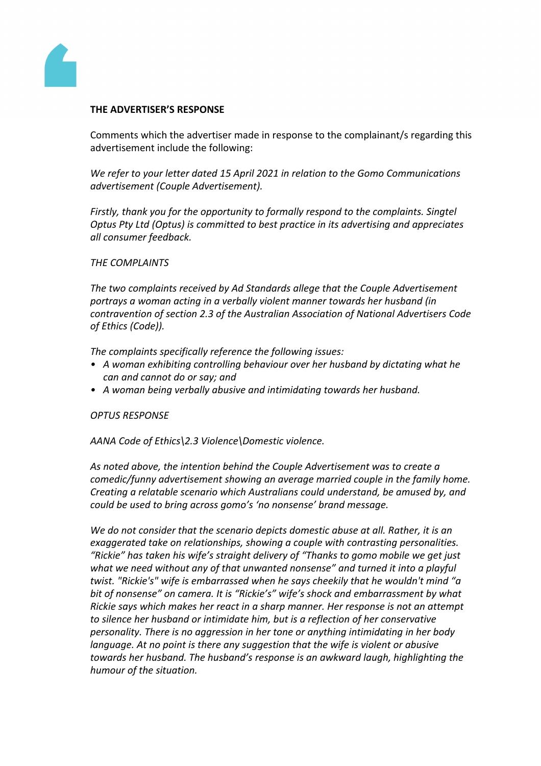**THE ADVERTISER'S RESPONSE**

Comments which the advertiser made in response to the complainant/s regarding this advertisement include the following:

*We refer to your letter dated 15 April 2021 in relation to the Gomo Communications advertisement (Couple Advertisement).*

*Firstly, thank you for the opportunity to formally respond to the complaints. Singtel Optus Pty Ltd (Optus) is committed to best practice in its advertising and appreciates all consumer feedback.*

*THE COMPLAINTS*

*The two complaints received by Ad Standards allege that the Couple Advertisement portrays a woman acting in a verbally violent manner towards her husband (in contravention of section 2.3 of the Australian Association of National Advertisers Code of Ethics (Code)).*

*The complaints specifically reference the following issues:*

- *A woman exhibiting controlling behaviour over her husband by dictating what he can and cannot do or say; and*
- *A woman being verbally abusive and intimidating towards her husband.*

*OPTUS RESPONSE*

*AANA Code of Ethics\2.3 Violence\Domestic violence.*

*As noted above, the intention behind the Couple Advertisement was to create a comedic/funny advertisement showing an average married couple in the family home. Creating a relatable scenario which Australians could understand, be amused by, and could be used to bring across gomo's 'no nonsense' brand message.*

*We do not consider that the scenario depicts domestic abuse at all. Rather, it is an exaggerated take on relationships, showing a couple with contrasting personalities. "Rickie" has taken his wife's straight delivery of "Thanks to gomo mobile we get just what we need without any of that unwanted nonsense" and turned it into a playful twist. "Rickie's" wife is embarrassed when he says cheekily that he wouldn't mind "a bit of nonsense" on camera. It is "Rickie's" wife's shock and embarrassment by what Rickie says which makes her react in a sharp manner. Her response is not an attempt to silence her husband or intimidate him, but is a reflection of her conservative personality. There is no aggression in her tone or anything intimidating in her body language. At no point is there any suggestion that the wife is violent or abusive towards her husband. The husband's response is an awkward laugh, highlighting the humour of the situation.*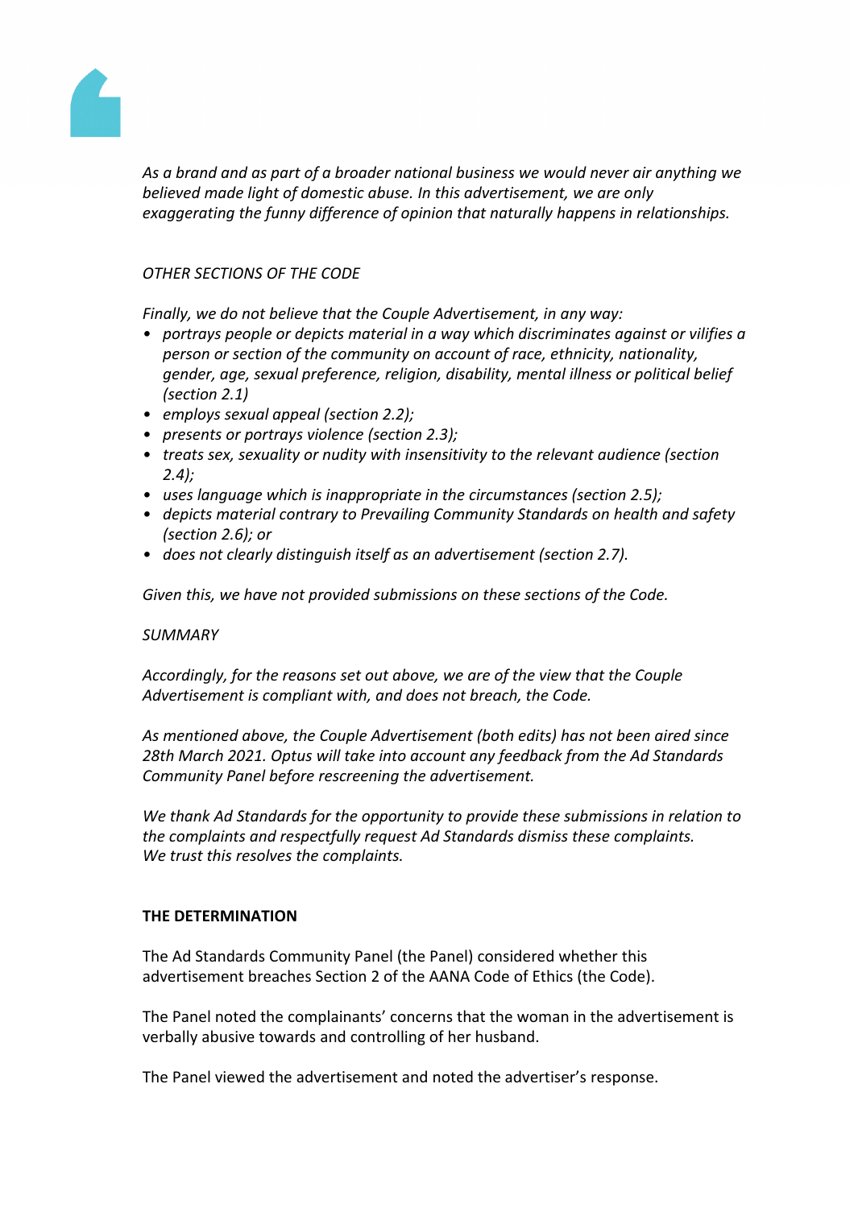*As a brand and as part of a broader national business we would never air anything we believed made light of domestic abuse. In this advertisement, we are only exaggerating the funny difference of opinion that naturally happens in relationships.*

*OTHER SECTIONS OF THE CODE*

*Finally, we do not believe that the Couple Advertisement, in any way:*

- *portrays people or depicts material in a way which discriminates against or vilifies a person or section of the community on account of race, ethnicity, nationality, gender, age, sexual preference, religion, disability, mental illness or political belief (section 2.1)*
- *employs sexual appeal (section 2.2);*
- *presents or portrays violence (section 2.3);*
- *treats sex, sexuality or nudity with insensitivity to the relevant audience (section 2.4);*
- *uses language which is inappropriate in the circumstances (section 2.5);*
- *depicts material contrary to Prevailing Community Standards on health and safety (section 2.6); or*
- *does not clearly distinguish itself as an advertisement (section 2.7).*

*Given this, we have not provided submissions on these sections of the Code.*

*SUMMARY*

*Accordingly, for the reasons set out above, we are of the view that the Couple Advertisement is compliant with, and does not breach, the Code.*

*As mentioned above, the Couple Advertisement (both edits) has not been aired since 28th March 2021. Optus will take into account any feedback from the Ad Standards Community Panel before rescreening the advertisement.*

*We thank Ad Standards for the opportunity to provide these submissions in relation to the complaints and respectfully request Ad Standards dismiss these complaints. We trust this resolves the complaints.*

**THE DETERMINATION**

The Ad Standards Community Panel (the Panel) considered whether this advertisement breaches Section 2 of the AANA Code of Ethics (the Code).

The Panel noted the complainants' concerns that the woman in the advertisement is verbally abusive towards and controlling of her husband.

The Panel viewed the advertisement and noted the advertiser's response.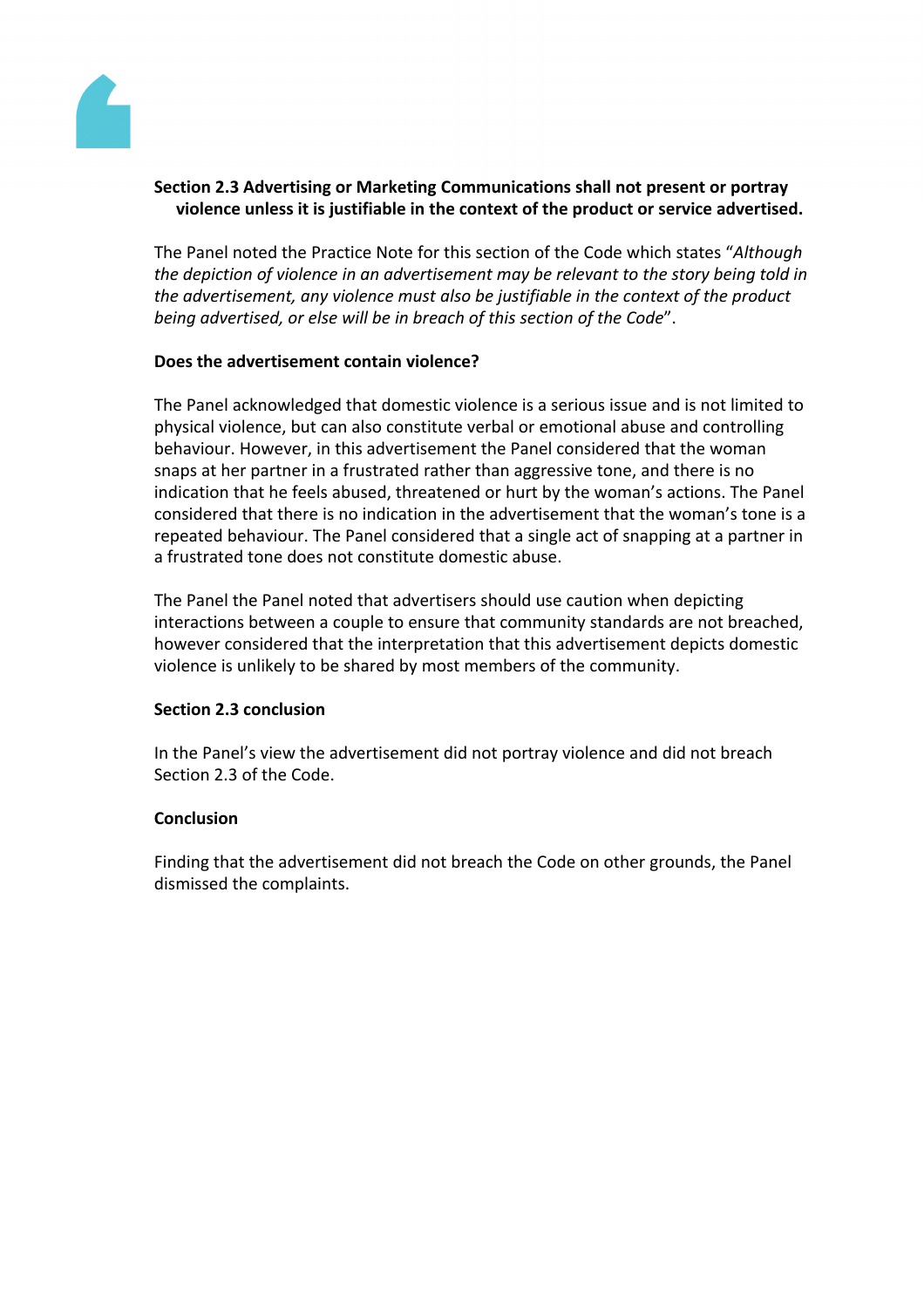**Section 2.3 Advertising or Marketing Communications shall not present or portray violence unless it is justifiable in the context of the product or service advertised.**

The Panel noted the Practice Note for this section of the Code which states "*Although the depiction of violence in an advertisement may be relevant to the story being told in the advertisement, any violence must also be justifiable in the context of the product being advertised, or else will be in breach of this section of the Code*".

**Does the advertisement contain violence?**

The Panel acknowledged that domestic violence is a serious issue and is not limited to physical violence, but can also constitute verbal or emotional abuse and controlling behaviour. However, in this advertisement the Panel considered that the woman snaps at her partner in a frustrated rather than aggressive tone, and there is no indication that he feels abused, threatened or hurt by the woman's actions. The Panel considered that there is no indication in the advertisement that the woman's tone is a repeated behaviour. The Panel considered that a single act of snapping at a partner in a frustrated tone does not constitute domestic abuse.

The Panel the Panel noted that advertisers should use caution when depicting interactions between a couple to ensure that community standards are not breached, however considered that the interpretation that this advertisement depicts domestic violence is unlikely to be shared by most members of the community.

**Section 2.3 conclusion**

In the Panel's view the advertisement did not portray violence and did not breach Section 2.3 of the Code.

**Conclusion**

Finding that the advertisement did not breach the Code on other grounds, the Panel dismissed the complaints.